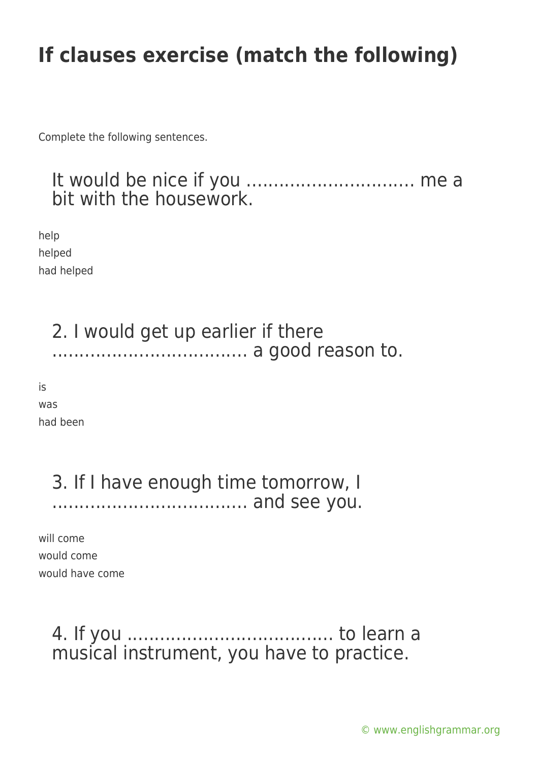# If clauses exercise (match the following)

Complete the following sentences.

## It would be nice if you ………………………… me a bit with the housework.

help
helped
had helped

## 2. I would get up earlier if there ……………………………. a good reason to.

is
was
had been

## 3. If I have enough time tomorrow, I ……………………………… and see you.

will come
would come
would have come

## 4. If you ………………………………. to learn a musical instrument, you have to practice.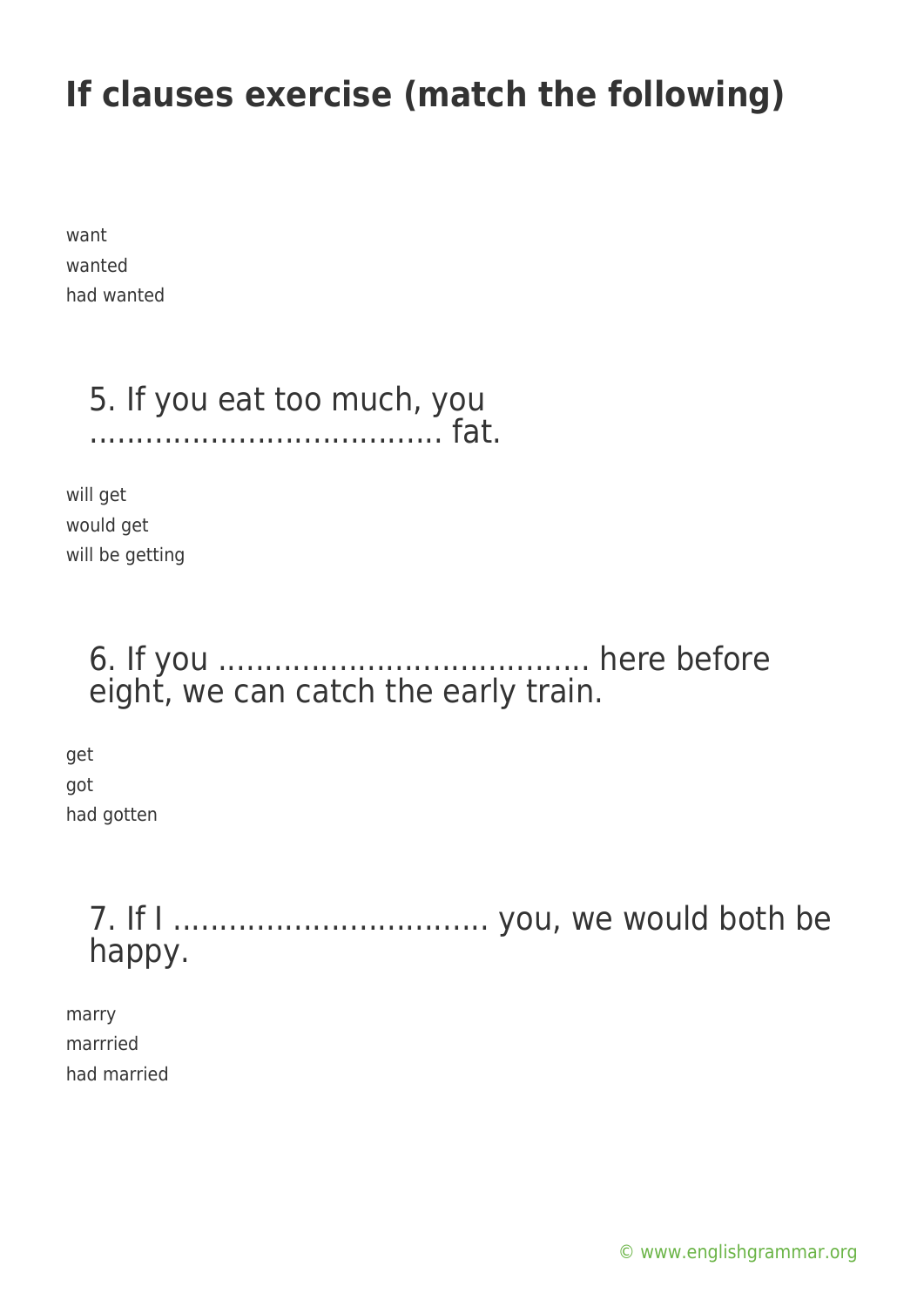# If clauses exercise (match the following)

want
wanted
had wanted

5. If you eat too much, you ..................................... fat.

will get
would get
will be getting

6. If you ....................................... here before eight, we can catch the early train.

get
got
had gotten

7. If I ................................. you, we would both be happy.

marry
marrried
had married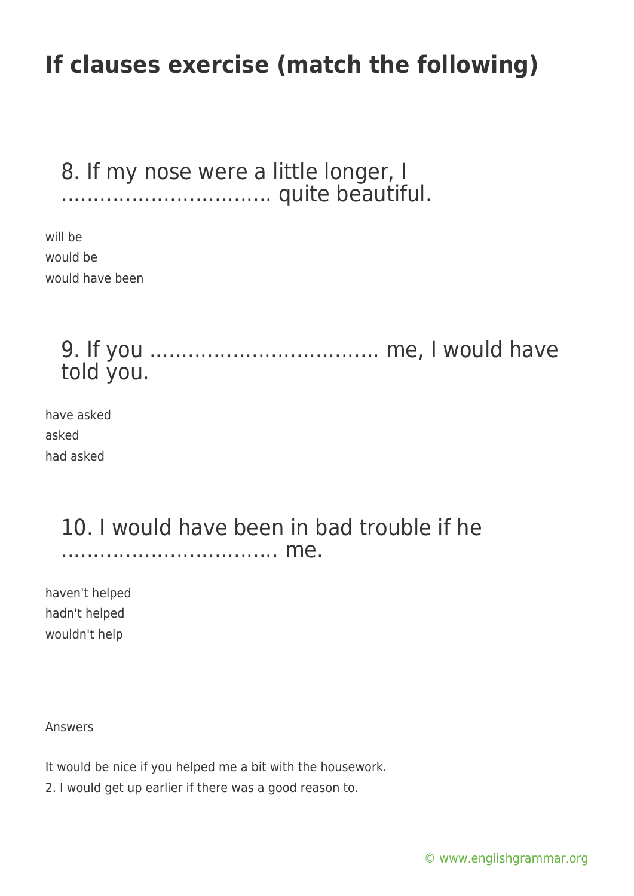# If clauses exercise (match the following)

8. If my nose were a little longer, I ............................... quite beautiful.

will be
would be
would have been

9. If you .................................. me, I would have told you.

have asked
asked
had asked

10. I would have been in bad trouble if he ................................ me.

haven't helped
hadn't helped
wouldn't help

Answers

It would be nice if you helped me a bit with the housework.
2. I would get up earlier if there was a good reason to.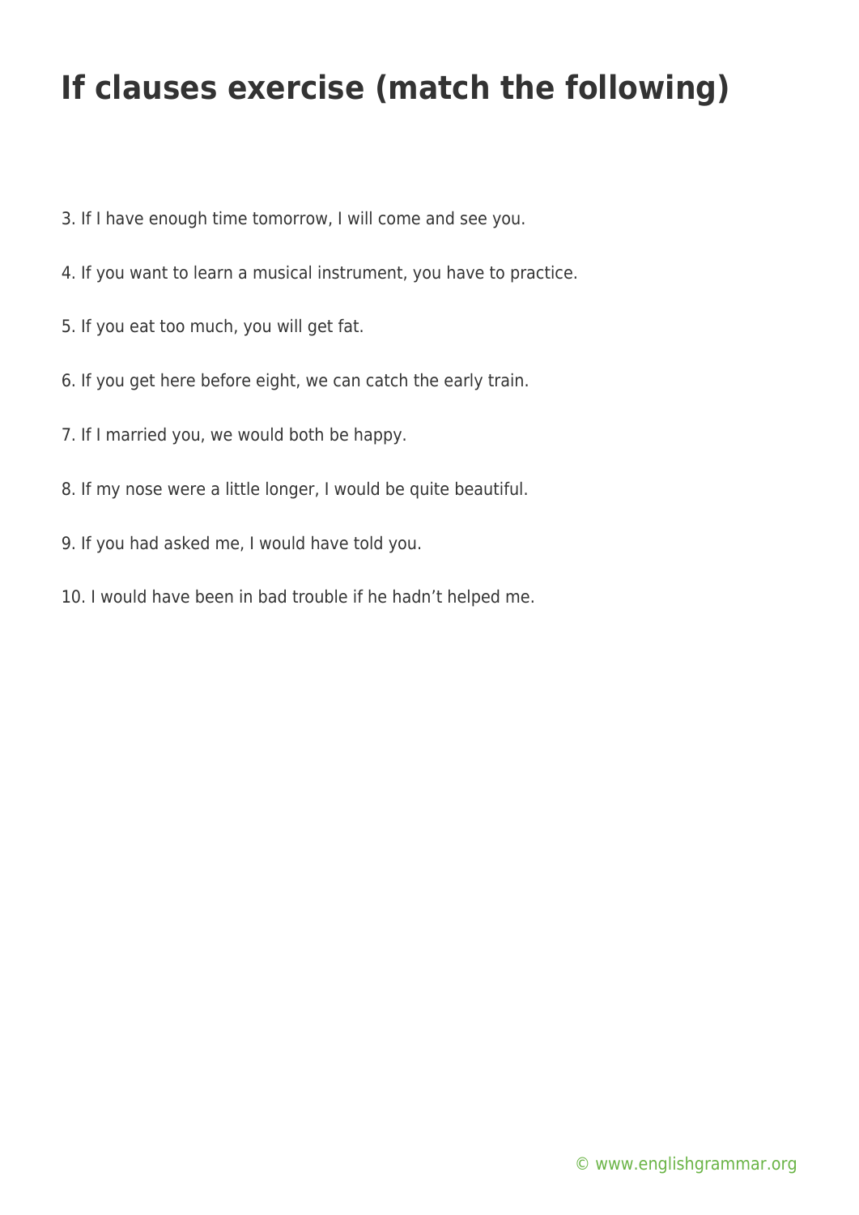# If clauses exercise (match the following)

3. If I have enough time tomorrow, I will come and see you.

4. If you want to learn a musical instrument, you have to practice.

5. If you eat too much, you will get fat.

6. If you get here before eight, we can catch the early train.

7. If I married you, we would both be happy.

8. If my nose were a little longer, I would be quite beautiful.

9. If you had asked me, I would have told you.

10. I would have been in bad trouble if he hadn't helped me.

© www.englishgrammar.org